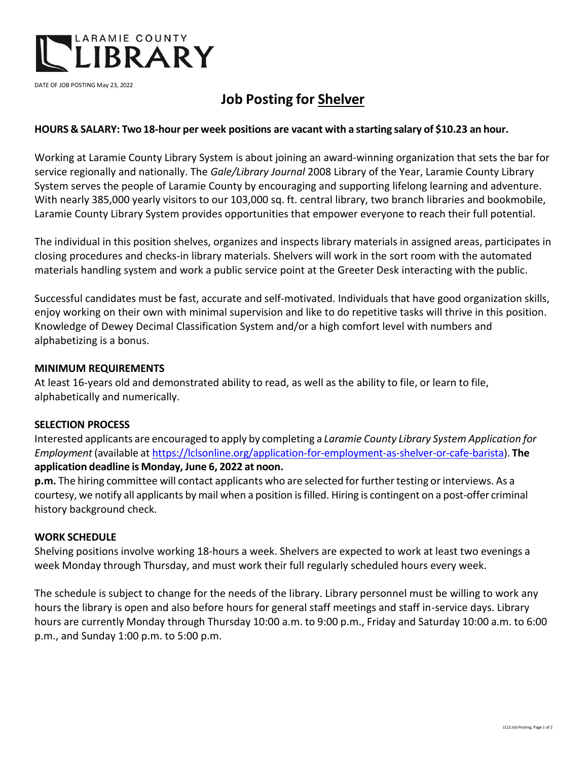LARAMIE COUNTY LIBRARY

DATE OF JOB POSTING May 23, 2022

# Job Posting for Shelver

**HOURS & SALARY: Two 18-hour per week positions are vacant with a starting salary of $10.23 an hour.**

Working at Laramie County Library System is about joining an award-winning organization that sets the bar for service regionally and nationally. The *Gale/Library Journal* 2008 Library of the Year, Laramie County Library System serves the people of Laramie County by encouraging and supporting lifelong learning and adventure. With nearly 385,000 yearly visitors to our 103,000 sq. ft. central library, two branch libraries and bookmobile, Laramie County Library System provides opportunities that empower everyone to reach their full potential.

The individual in this position shelves, organizes and inspects library materials in assigned areas, participates in closing procedures and checks-in library materials. Shelvers will work in the sort room with the automated materials handling system and work a public service point at the Greeter Desk interacting with the public.

Successful candidates must be fast, accurate and self-motivated. Individuals that have good organization skills, enjoy working on their own with minimal supervision and like to do repetitive tasks will thrive in this position. Knowledge of Dewey Decimal Classification System and/or a high comfort level with numbers and alphabetizing is a bonus.

**MINIMUM REQUIREMENTS**

At least 16-years old and demonstrated ability to read, as well as the ability to file, or learn to file, alphabetically and numerically.

**SELECTION PROCESS**

Interested applicants are encouraged to apply by completing a *Laramie County Library System Application for Employment* (available at https://lclsonline.org/application-for-employment-as-shelver-or-cafe-barista). **The application deadline is Monday, June 6, 2022 at noon.**

**p.m.** The hiring committee will contact applicants who are selected for further testing or interviews. As a courtesy, we notify all applicants by mail when a position is filled. Hiring is contingent on a post-offer criminal history background check.

**WORK SCHEDULE**

Shelving positions involve working 18-hours a week. Shelvers are expected to work at least two evenings a week Monday through Thursday, and must work their full regularly scheduled hours every week.

The schedule is subject to change for the needs of the library. Library personnel must be willing to work any hours the library is open and also before hours for general staff meetings and staff in-service days. Library hours are currently Monday through Thursday 10:00 a.m. to 9:00 p.m., Friday and Saturday 10:00 a.m. to 6:00 p.m., and Sunday 1:00 p.m. to 5:00 p.m.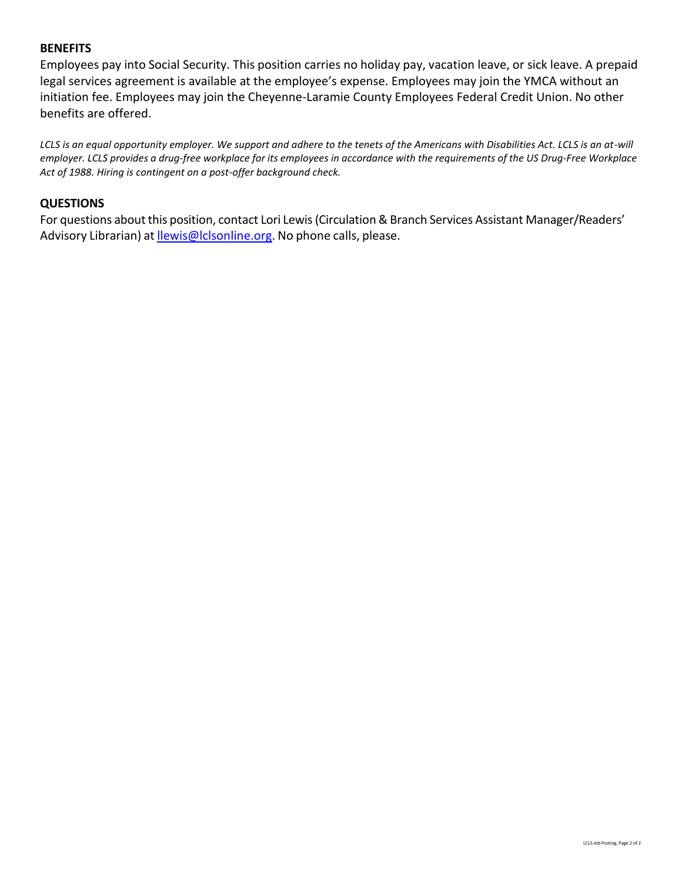## BENEFITS

Employees pay into Social Security. This position carries no holiday pay, vacation leave, or sick leave. A prepaid legal services agreement is available at the employee's expense. Employees may join the YMCA without an initiation fee. Employees may join the Cheyenne-Laramie County Employees Federal Credit Union. No other benefits are offered.

*LCLS is an equal opportunity employer. We support and adhere to the tenets of the Americans with Disabilities Act. LCLS is an at-will employer. LCLS provides a drug-free workplace for its employees in accordance with the requirements of the US Drug-Free Workplace Act of 1988. Hiring is contingent on a post-offer background check.*

## QUESTIONS

For questions about this position, contact Lori Lewis (Circulation & Branch Services Assistant Manager/Readers' Advisory Librarian) at [llewis@lclsonline.org](mailto:llewis@lclsonline.org). No phone calls, please.